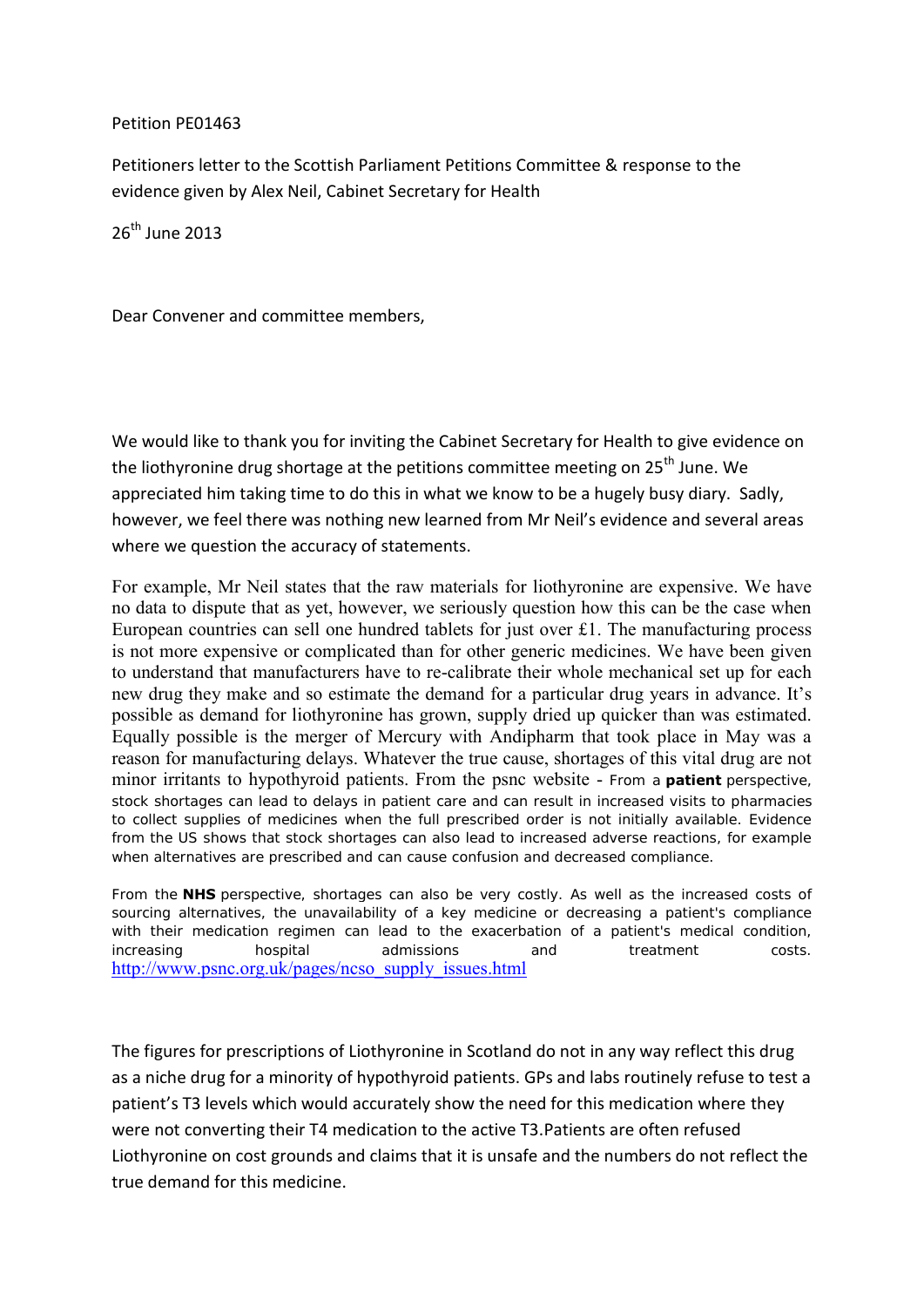Petition PE01463

Petitioners letter to the Scottish Parliament Petitions Committee & response to the evidence given by Alex Neil, Cabinet Secretary for Health

26th June 2013

Dear Convener and committee members,

We would like to thank you for inviting the Cabinet Secretary for Health to give evidence on the liothyronine drug shortage at the petitions committee meeting on 25th June. We appreciated him taking time to do this in what we know to be a hugely busy diary. Sadly, however, we feel there was nothing new learned from Mr Neil's evidence and several areas where we question the accuracy of statements.

For example, Mr Neil states that the raw materials for liothyronine are expensive. We have no data to dispute that as yet, however, we seriously question how this can be the case when European countries can sell one hundred tablets for just over £1. The manufacturing process is not more expensive or complicated than for other generic medicines. We have been given to understand that manufacturers have to re-calibrate their whole mechanical set up for each new drug they make and so estimate the demand for a particular drug years in advance. It's possible as demand for liothyronine has grown, supply dried up quicker than was estimated. Equally possible is the merger of Mercury with Andipharm that took place in May was a reason for manufacturing delays. Whatever the true cause, shortages of this vital drug are not minor irritants to hypothyroid patients. From the psnc website - From a **patient** perspective, stock shortages can lead to delays in patient care and can result in increased visits to pharmacies to collect supplies of medicines when the full prescribed order is not initially available. Evidence from the US shows that stock shortages can also lead to increased adverse reactions, for example when alternatives are prescribed and can cause confusion and decreased compliance.

From the **NHS** perspective, shortages can also be very costly. As well as the increased costs of sourcing alternatives, the unavailability of a key medicine or decreasing a patient's compliance with their medication regimen can lead to the exacerbation of a patient's medical condition, increasing hospital admissions and treatment costs. http://www.psnc.org.uk/pages/ncso_supply_issues.html

The figures for prescriptions of Liothyronine in Scotland do not in any way reflect this drug as a niche drug for a minority of hypothyroid patients. GPs and labs routinely refuse to test a patient's T3 levels which would accurately show the need for this medication where they were not converting their T4 medication to the active T3.Patients are often refused Liothyronine on cost grounds and claims that it is unsafe and the numbers do not reflect the true demand for this medicine.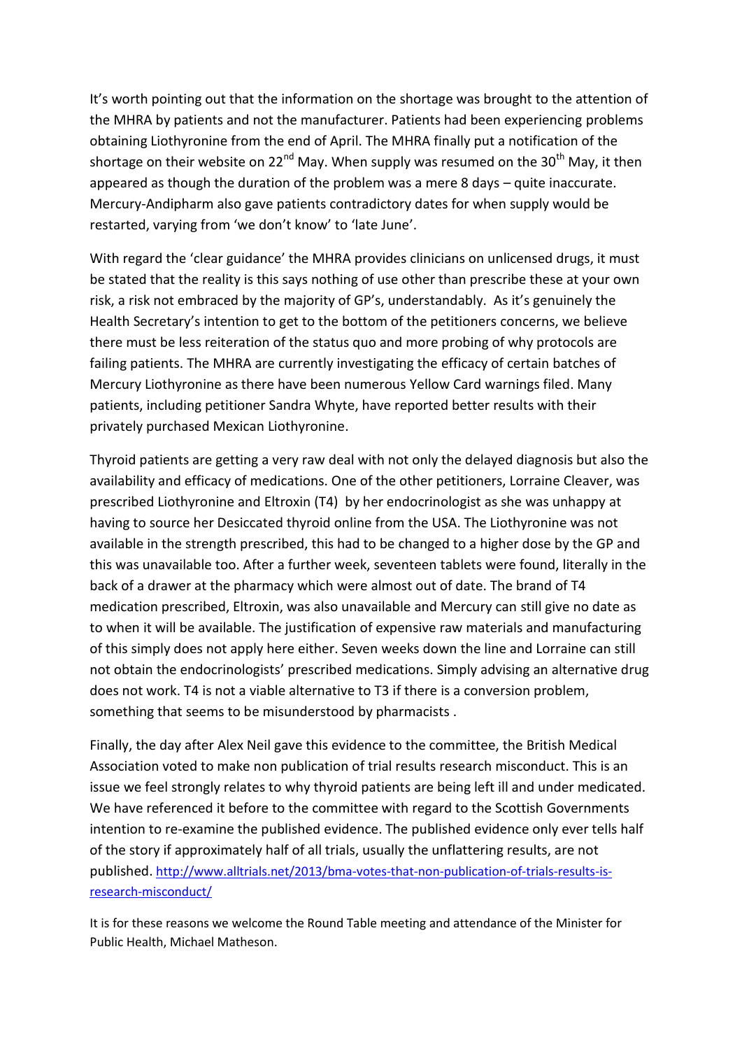It's worth pointing out that the information on the shortage was brought to the attention of the MHRA by patients and not the manufacturer. Patients had been experiencing problems obtaining Liothyronine from the end of April. The MHRA finally put a notification of the shortage on their website on 22nd May. When supply was resumed on the 30th May, it then appeared as though the duration of the problem was a mere 8 days – quite inaccurate. Mercury-Andipharm also gave patients contradictory dates for when supply would be restarted, varying from 'we don't know' to 'late June'.

With regard the 'clear guidance' the MHRA provides clinicians on unlicensed drugs, it must be stated that the reality is this says nothing of use other than prescribe these at your own risk, a risk not embraced by the majority of GP's, understandably. As it's genuinely the Health Secretary's intention to get to the bottom of the petitioners concerns, we believe there must be less reiteration of the status quo and more probing of why protocols are failing patients. The MHRA are currently investigating the efficacy of certain batches of Mercury Liothyronine as there have been numerous Yellow Card warnings filed. Many patients, including petitioner Sandra Whyte, have reported better results with their privately purchased Mexican Liothyronine.

Thyroid patients are getting a very raw deal with not only the delayed diagnosis but also the availability and efficacy of medications. One of the other petitioners, Lorraine Cleaver, was prescribed Liothyronine and Eltroxin (T4) by her endocrinologist as she was unhappy at having to source her Desiccated thyroid online from the USA. The Liothyronine was not available in the strength prescribed, this had to be changed to a higher dose by the GP and this was unavailable too. After a further week, seventeen tablets were found, literally in the back of a drawer at the pharmacy which were almost out of date. The brand of T4 medication prescribed, Eltroxin, was also unavailable and Mercury can still give no date as to when it will be available. The justification of expensive raw materials and manufacturing of this simply does not apply here either. Seven weeks down the line and Lorraine can still not obtain the endocrinologists' prescribed medications. Simply advising an alternative drug does not work. T4 is not a viable alternative to T3 if there is a conversion problem, something that seems to be misunderstood by pharmacists .

Finally, the day after Alex Neil gave this evidence to the committee, the British Medical Association voted to make non publication of trial results research misconduct. This is an issue we feel strongly relates to why thyroid patients are being left ill and under medicated. We have referenced it before to the committee with regard to the Scottish Governments intention to re-examine the published evidence. The published evidence only ever tells half of the story if approximately half of all trials, usually the unflattering results, are not published. http://www.alltrials.net/2013/bma-votes-that-non-publication-of-trials-results-is-research-misconduct/

It is for these reasons we welcome the Round Table meeting and attendance of the Minister for Public Health, Michael Matheson.